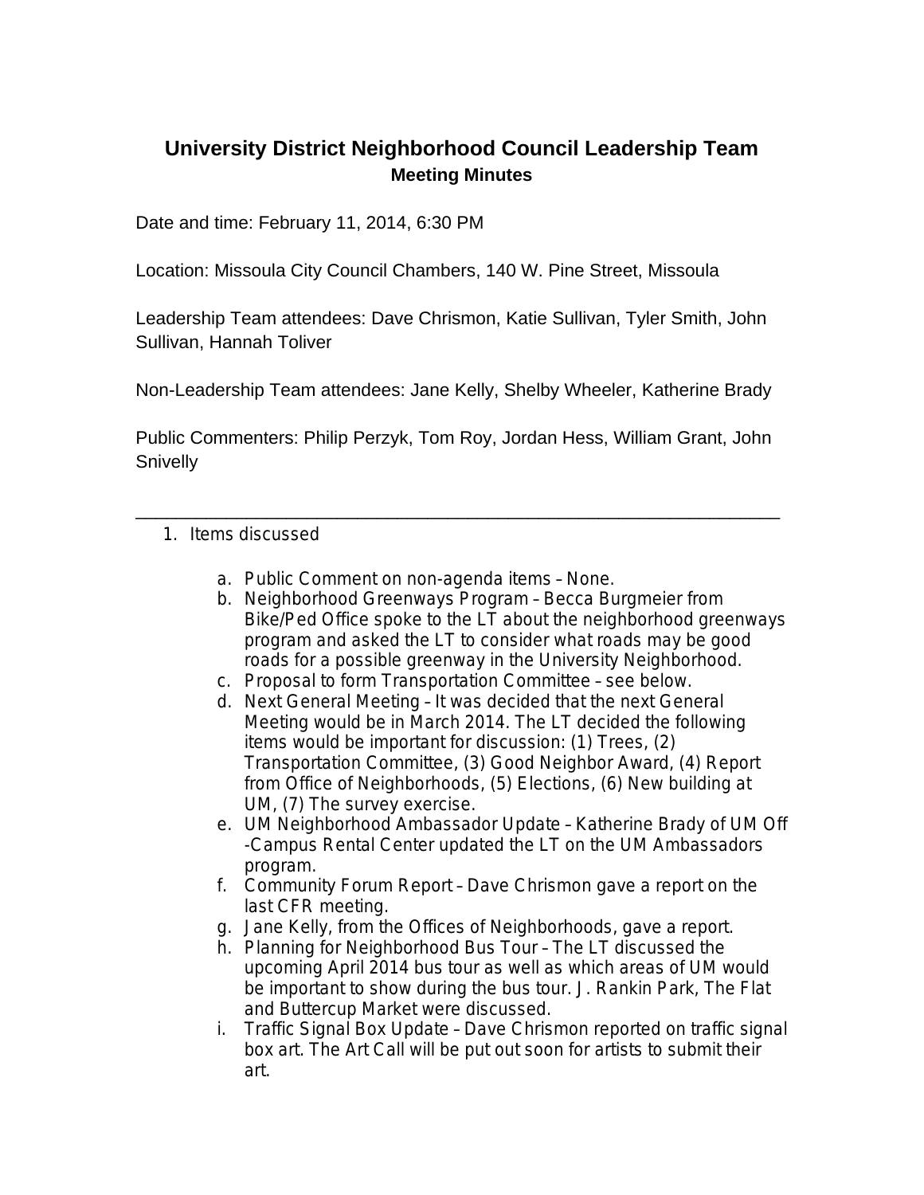# University District Neighborhood Council Leadership Team

## Meeting Minutes

Date and time: February 11, 2014, 6:30 PM

Location: Missoula City Council Chambers, 140 W. Pine Street, Missoula

Leadership Team attendees: Dave Chrismon, Katie Sullivan, Tyler Smith, John Sullivan, Hannah Toliver

Non-Leadership Team attendees: Jane Kelly, Shelby Wheeler, Katherine Brady

Public Commenters: Philip Perzyk, Tom Roy, Jordan Hess, William Grant, John Snivelly

---

1. Items discussed

   a. Public Comment on non-agenda items – None.
   
   b. Neighborhood Greenways Program – Becca Burgmeier from Bike/Ped Office spoke to the LT about the neighborhood greenways program and asked the LT to consider what roads may be good roads for a possible greenway in the University Neighborhood.
   
   c. Proposal to form Transportation Committee – see below.
   
   d. Next General Meeting – It was decided that the next General Meeting would be in March 2014. The LT decided the following items would be important for discussion: (1) Trees, (2) Transportation Committee, (3) Good Neighbor Award, (4) Report from Office of Neighborhoods, (5) Elections, (6) New building at UM, (7) The survey exercise.
   
   e. UM Neighborhood Ambassador Update – Katherine Brady of UM Off-Campus Rental Center updated the LT on the UM Ambassadors program.
   
   f. Community Forum Report – Dave Chrismon gave a report on the last CFR meeting.
   
   g. Jane Kelly, from the Offices of Neighborhoods, gave a report.
   
   h. Planning for Neighborhood Bus Tour – The LT discussed the upcoming April 2014 bus tour as well as which areas of UM would be important to show during the bus tour. J. Rankin Park, The Flat and Buttercup Market were discussed.
   
   i. Traffic Signal Box Update – Dave Chrismon reported on traffic signal box art. The Art Call will be put out soon for artists to submit their art.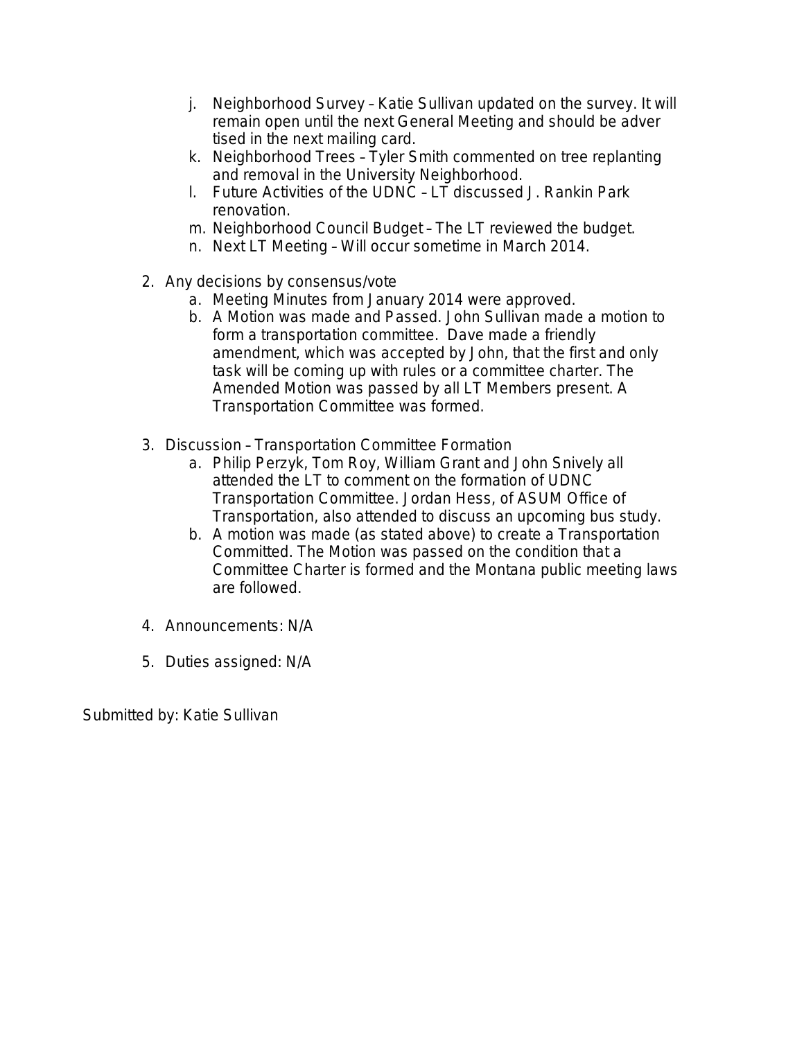j. Neighborhood Survey – Katie Sullivan updated on the survey. It will remain open until the next General Meeting and should be adver tised in the next mailing card.
   k. Neighborhood Trees – Tyler Smith commented on tree replanting and removal in the University Neighborhood.
   l. Future Activities of the UDNC – LT discussed J. Rankin Park renovation.
   m. Neighborhood Council Budget – The LT reviewed the budget.
   n. Next LT Meeting – Will occur sometime in March 2014.

2. Any decisions by consensus/vote
   a. Meeting Minutes from January 2014 were approved.
   b. A Motion was made and Passed. John Sullivan made a motion to form a transportation committee. Dave made a friendly amendment, which was accepted by John, that the first and only task will be coming up with rules or a committee charter. The Amended Motion was passed by all LT Members present. A Transportation Committee was formed.

3. Discussion – Transportation Committee Formation
   a. Philip Perzyk, Tom Roy, William Grant and John Snively all attended the LT to comment on the formation of UDNC Transportation Committee. Jordan Hess, of ASUM Office of Transportation, also attended to discuss an upcoming bus study.
   b. A motion was made (as stated above) to create a Transportation Committed. The Motion was passed on the condition that a Committee Charter is formed and the Montana public meeting laws are followed.

4. Announcements: N/A

5. Duties assigned: N/A

Submitted by: Katie Sullivan